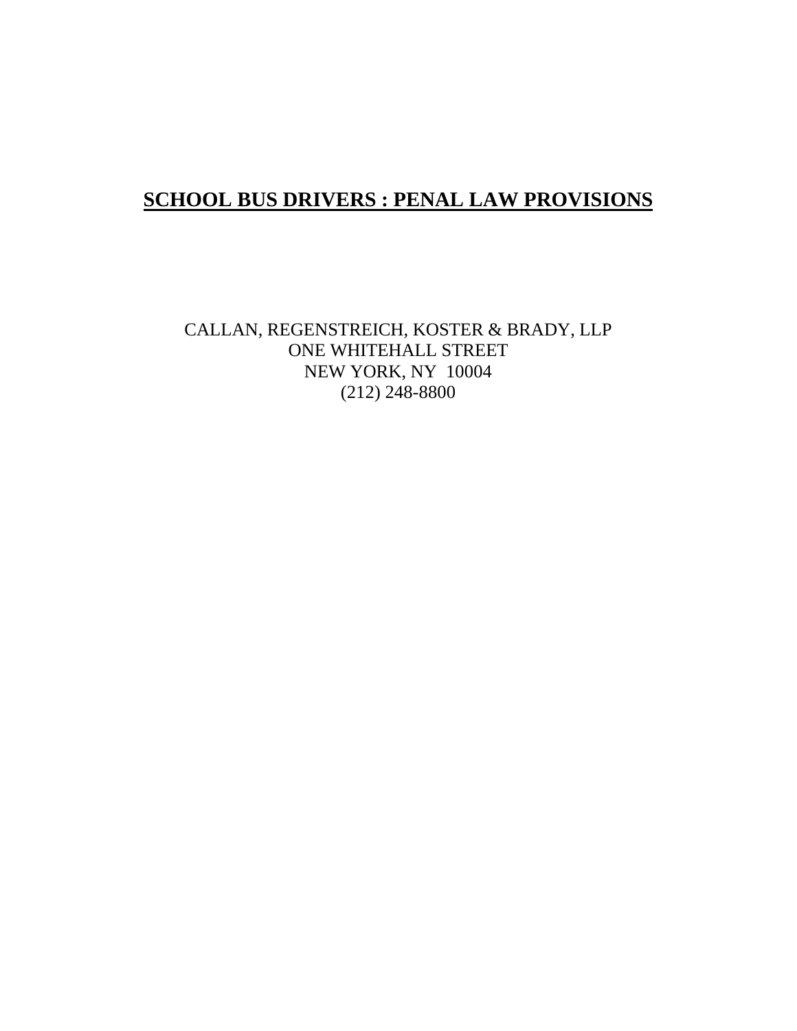# SCHOOL BUS DRIVERS : PENAL LAW PROVISIONS

CALLAN, REGENSTREICH, KOSTER & BRADY, LLP
ONE WHITEHALL STREET
NEW YORK, NY 10004
(212) 248-8800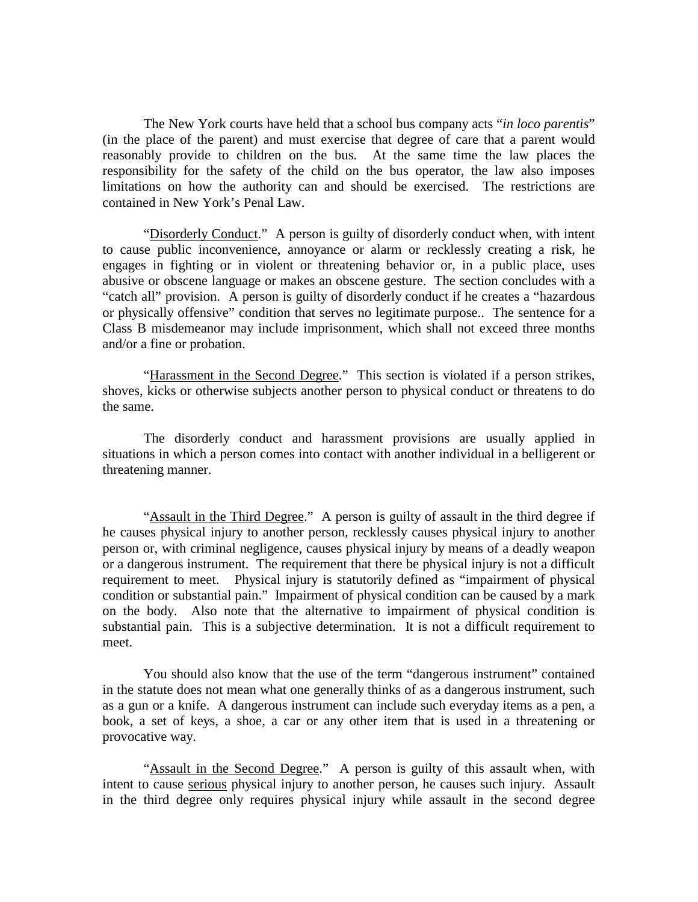The New York courts have held that a school bus company acts "*in loco parentis*" (in the place of the parent) and must exercise that degree of care that a parent would reasonably provide to children on the bus. At the same time the law places the responsibility for the safety of the child on the bus operator, the law also imposes limitations on how the authority can and should be exercised. The restrictions are contained in New York's Penal Law.

"<u>Disorderly Conduct</u>." A person is guilty of disorderly conduct when, with intent to cause public inconvenience, annoyance or alarm or recklessly creating a risk, he engages in fighting or in violent or threatening behavior or, in a public place, uses abusive or obscene language or makes an obscene gesture. The section concludes with a "catch all" provision. A person is guilty of disorderly conduct if he creates a "hazardous or physically offensive" condition that serves no legitimate purpose.. The sentence for a Class B misdemeanor may include imprisonment, which shall not exceed three months and/or a fine or probation.

"<u>Harassment in the Second Degree</u>." This section is violated if a person strikes, shoves, kicks or otherwise subjects another person to physical conduct or threatens to do the same.

The disorderly conduct and harassment provisions are usually applied in situations in which a person comes into contact with another individual in a belligerent or threatening manner.

"<u>Assault in the Third Degree</u>." A person is guilty of assault in the third degree if he causes physical injury to another person, recklessly causes physical injury to another person or, with criminal negligence, causes physical injury by means of a deadly weapon or a dangerous instrument. The requirement that there be physical injury is not a difficult requirement to meet. Physical injury is statutorily defined as "impairment of physical condition or substantial pain." Impairment of physical condition can be caused by a mark on the body. Also note that the alternative to impairment of physical condition is substantial pain. This is a subjective determination. It is not a difficult requirement to meet.

You should also know that the use of the term "dangerous instrument" contained in the statute does not mean what one generally thinks of as a dangerous instrument, such as a gun or a knife. A dangerous instrument can include such everyday items as a pen, a book, a set of keys, a shoe, a car or any other item that is used in a threatening or provocative way.

"<u>Assault in the Second Degree</u>." A person is guilty of this assault when, with intent to cause <u>serious</u> physical injury to another person, he causes such injury. Assault in the third degree only requires physical injury while assault in the second degree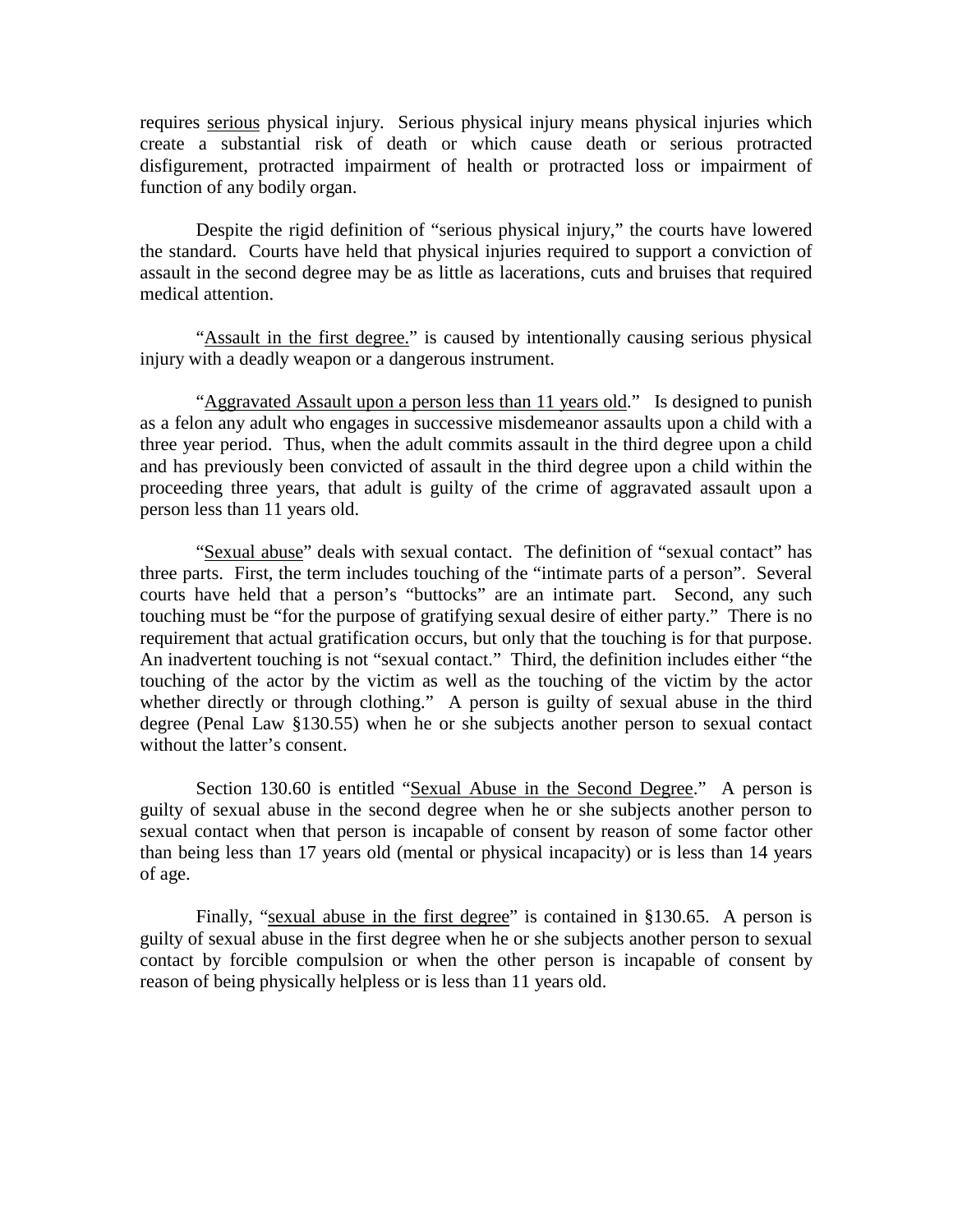requires <u>serious</u> physical injury. Serious physical injury means physical injuries which create a substantial risk of death or which cause death or serious protracted disfigurement, protracted impairment of health or protracted loss or impairment of function of any bodily organ.

Despite the rigid definition of "serious physical injury," the courts have lowered the standard. Courts have held that physical injuries required to support a conviction of assault in the second degree may be as little as lacerations, cuts and bruises that required medical attention.

"<u>Assault in the first degree.</u>" is caused by intentionally causing serious physical injury with a deadly weapon or a dangerous instrument.

"<u>Aggravated Assault upon a person less than 11 years old</u>." Is designed to punish as a felon any adult who engages in successive misdemeanor assaults upon a child with a three year period. Thus, when the adult commits assault in the third degree upon a child and has previously been convicted of assault in the third degree upon a child within the proceeding three years, that adult is guilty of the crime of aggravated assault upon a person less than 11 years old.

"<u>Sexual abuse</u>" deals with sexual contact. The definition of "sexual contact" has three parts. First, the term includes touching of the "intimate parts of a person". Several courts have held that a person's "buttocks" are an intimate part. Second, any such touching must be "for the purpose of gratifying sexual desire of either party." There is no requirement that actual gratification occurs, but only that the touching is for that purpose. An inadvertent touching is not "sexual contact." Third, the definition includes either "the touching of the actor by the victim as well as the touching of the victim by the actor whether directly or through clothing." A person is guilty of sexual abuse in the third degree (Penal Law §130.55) when he or she subjects another person to sexual contact without the latter's consent.

Section 130.60 is entitled "<u>Sexual Abuse in the Second Degree</u>." A person is guilty of sexual abuse in the second degree when he or she subjects another person to sexual contact when that person is incapable of consent by reason of some factor other than being less than 17 years old (mental or physical incapacity) or is less than 14 years of age.

Finally, "<u>sexual abuse in the first degree</u>" is contained in §130.65. A person is guilty of sexual abuse in the first degree when he or she subjects another person to sexual contact by forcible compulsion or when the other person is incapable of consent by reason of being physically helpless or is less than 11 years old.